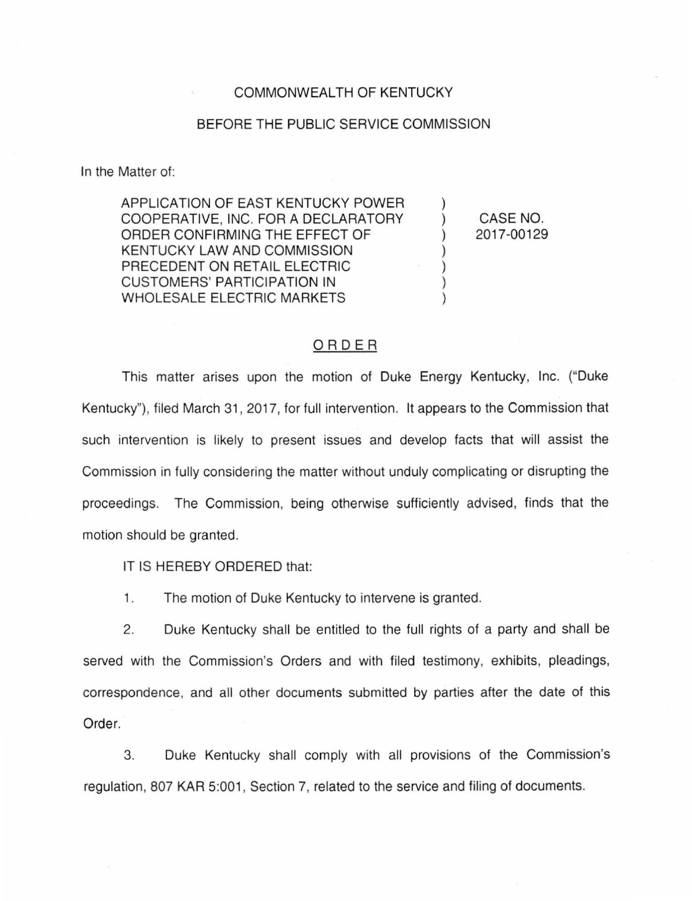COMMONWEALTH OF KENTUCKY

BEFORE THE PUBLIC SERVICE COMMISSION

In the Matter of:

| | | |
|---|---|---|
| APPLICATION OF EAST KENTUCKY POWER COOPERATIVE, INC. FOR A DECLARATORY ORDER CONFIRMING THE EFFECT OF KENTUCKY LAW AND COMMISSION PRECEDENT ON RETAIL ELECTRIC CUSTOMERS' PARTICIPATION IN WHOLESALE ELECTRIC MARKETS | ) ) ) ) ) ) ) | CASE NO. 2017-00129 |

# ORDER

This matter arises upon the motion of Duke Energy Kentucky, Inc. ("Duke Kentucky"), filed March 31, 2017, for full intervention. It appears to the Commission that such intervention is likely to present issues and develop facts that will assist the Commission in fully considering the matter without unduly complicating or disrupting the proceedings. The Commission, being otherwise sufficiently advised, finds that the motion should be granted.

IT IS HEREBY ORDERED that:

1. The motion of Duke Kentucky to intervene is granted.

2. Duke Kentucky shall be entitled to the full rights of a party and shall be served with the Commission's Orders and with filed testimony, exhibits, pleadings, correspondence, and all other documents submitted by parties after the date of this Order.

3. Duke Kentucky shall comply with all provisions of the Commission's regulation, 807 KAR 5:001, Section 7, related to the service and filing of documents.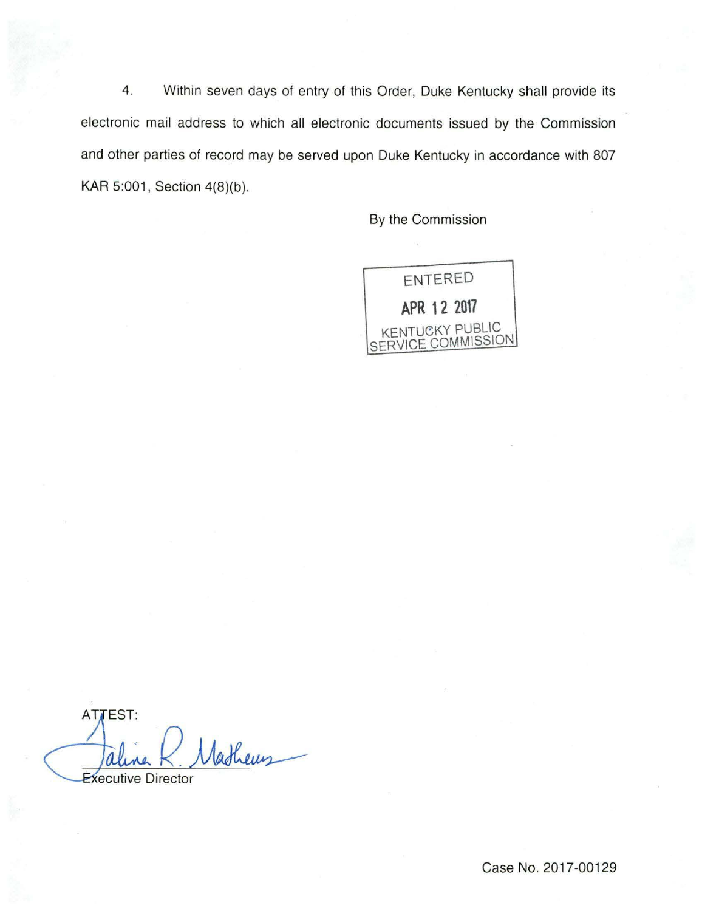4. Within seven days of entry of this Order, Duke Kentucky shall provide its electronic mail address to which all electronic documents issued by the Commission and other parties of record may be served upon Duke Kentucky in accordance with 807 KAR 5:001, Section 4(8)(b).

By the Commission

ENTERED
APR 12 2017
KENTUCKY PUBLIC SERVICE COMMISSION

ATTEST:

Executive Director

Case No. 2017-00129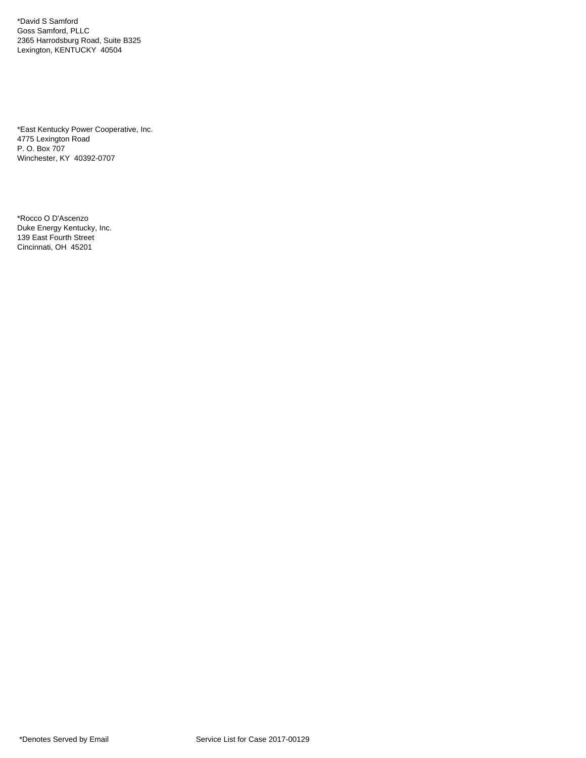*David S Samford
Goss Samford, PLLC
2365 Harrodsburg Road, Suite B325
Lexington, KENTUCKY 40504

*East Kentucky Power Cooperative, Inc.
4775 Lexington Road
P. O. Box 707
Winchester, KY 40392-0707

*Rocco O D'Ascenzo
Duke Energy Kentucky, Inc.
139 East Fourth Street
Cincinnati, OH 45201